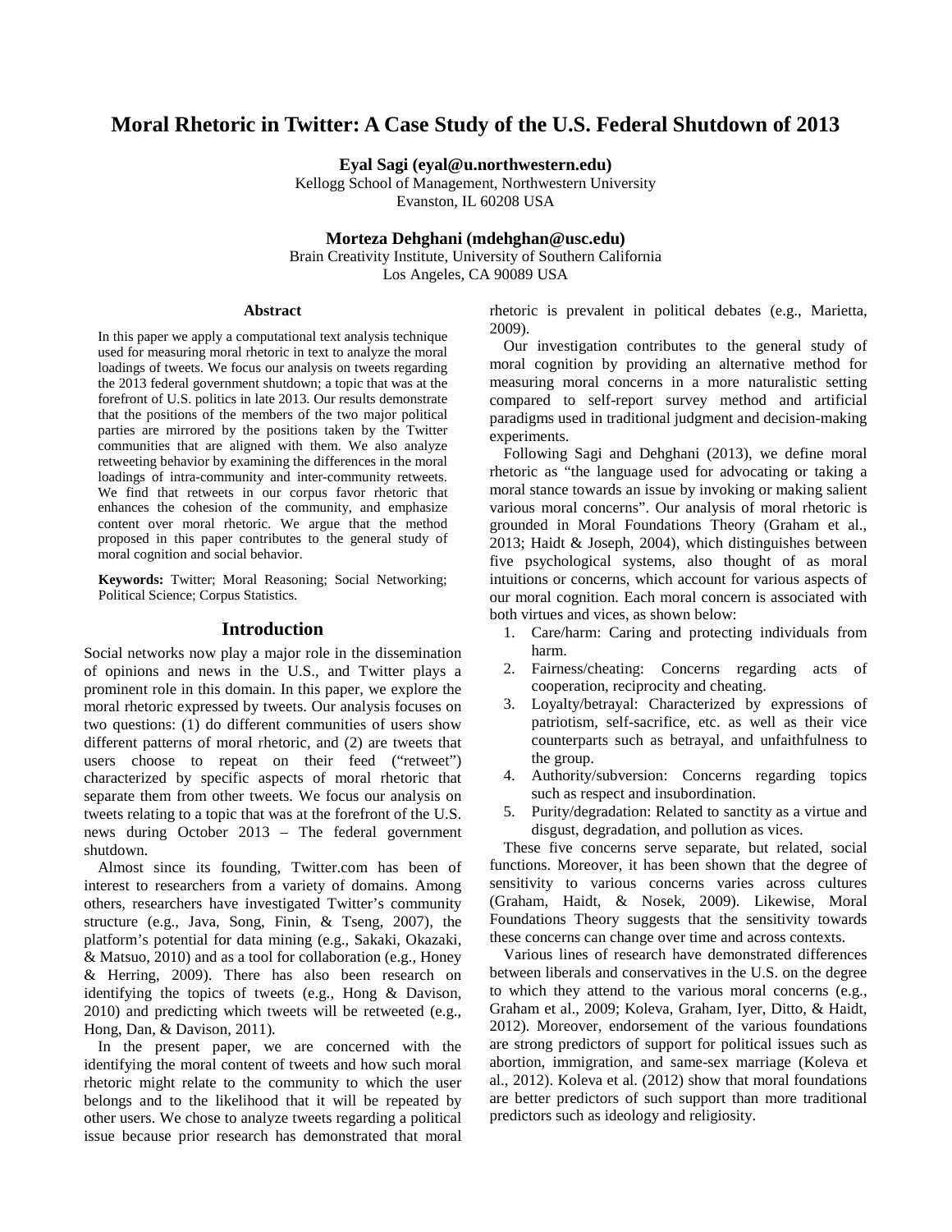# Moral Rhetoric in Twitter: A Case Study of the U.S. Federal Shutdown of 2013

**Eyal Sagi (eyal@u.northwestern.edu)**
Kellogg School of Management, Northwestern University
Evanston, IL 60208 USA

**Morteza Dehghani (mdehghan@usc.edu)**
Brain Creativity Institute, University of Southern California
Los Angeles, CA 90089 USA

## Abstract

In this paper we apply a computational text analysis technique used for measuring moral rhetoric in text to analyze the moral loadings of tweets. We focus our analysis on tweets regarding the 2013 federal government shutdown; a topic that was at the forefront of U.S. politics in late 2013. Our results demonstrate that the positions of the members of the two major political parties are mirrored by the positions taken by the Twitter communities that are aligned with them. We also analyze retweeting behavior by examining the differences in the moral loadings of intra-community and inter-community retweets. We find that retweets in our corpus favor rhetoric that enhances the cohesion of the community, and emphasize content over moral rhetoric. We argue that the method proposed in this paper contributes to the general study of moral cognition and social behavior.

**Keywords:** Twitter; Moral Reasoning; Social Networking; Political Science; Corpus Statistics.

## Introduction

Social networks now play a major role in the dissemination of opinions and news in the U.S., and Twitter plays a prominent role in this domain. In this paper, we explore the moral rhetoric expressed by tweets. Our analysis focuses on two questions: (1) do different communities of users show different patterns of moral rhetoric, and (2) are tweets that users choose to repeat on their feed ("retweet") characterized by specific aspects of moral rhetoric that separate them from other tweets. We focus our analysis on tweets relating to a topic that was at the forefront of the U.S. news during October 2013 – The federal government shutdown.

Almost since its founding, Twitter.com has been of interest to researchers from a variety of domains. Among others, researchers have investigated Twitter's community structure (e.g., Java, Song, Finin, & Tseng, 2007), the platform's potential for data mining (e.g., Sakaki, Okazaki, & Matsuo, 2010) and as a tool for collaboration (e.g., Honey & Herring, 2009). There has also been research on identifying the topics of tweets (e.g., Hong & Davison, 2010) and predicting which tweets will be retweeted (e.g., Hong, Dan, & Davison, 2011).

In the present paper, we are concerned with the identifying the moral content of tweets and how such moral rhetoric might relate to the community to which the user belongs and to the likelihood that it will be repeated by other users. We chose to analyze tweets regarding a political issue because prior research has demonstrated that moral rhetoric is prevalent in political debates (e.g., Marietta, 2009).

Our investigation contributes to the general study of moral cognition by providing an alternative method for measuring moral concerns in a more naturalistic setting compared to self-report survey method and artificial paradigms used in traditional judgment and decision-making experiments.

Following Sagi and Dehghani (2013), we define moral rhetoric as "the language used for advocating or taking a moral stance towards an issue by invoking or making salient various moral concerns". Our analysis of moral rhetoric is grounded in Moral Foundations Theory (Graham et al., 2013; Haidt & Joseph, 2004), which distinguishes between five psychological systems, also thought of as moral intuitions or concerns, which account for various aspects of our moral cognition. Each moral concern is associated with both virtues and vices, as shown below:

1. Care/harm: Caring and protecting individuals from harm.
2. Fairness/cheating: Concerns regarding acts of cooperation, reciprocity and cheating.
3. Loyalty/betrayal: Characterized by expressions of patriotism, self-sacrifice, etc. as well as their vice counterparts such as betrayal, and unfaithfulness to the group.
4. Authority/subversion: Concerns regarding topics such as respect and insubordination.
5. Purity/degradation: Related to sanctity as a virtue and disgust, degradation, and pollution as vices.

These five concerns serve separate, but related, social functions. Moreover, it has been shown that the degree of sensitivity to various concerns varies across cultures (Graham, Haidt, & Nosek, 2009). Likewise, Moral Foundations Theory suggests that the sensitivity towards these concerns can change over time and across contexts.

Various lines of research have demonstrated differences between liberals and conservatives in the U.S. on the degree to which they attend to the various moral concerns (e.g., Graham et al., 2009; Koleva, Graham, Iyer, Ditto, & Haidt, 2012). Moreover, endorsement of the various foundations are strong predictors of support for political issues such as abortion, immigration, and same-sex marriage (Koleva et al., 2012). Koleva et al. (2012) show that moral foundations are better predictors of such support than more traditional predictors such as ideology and religiosity.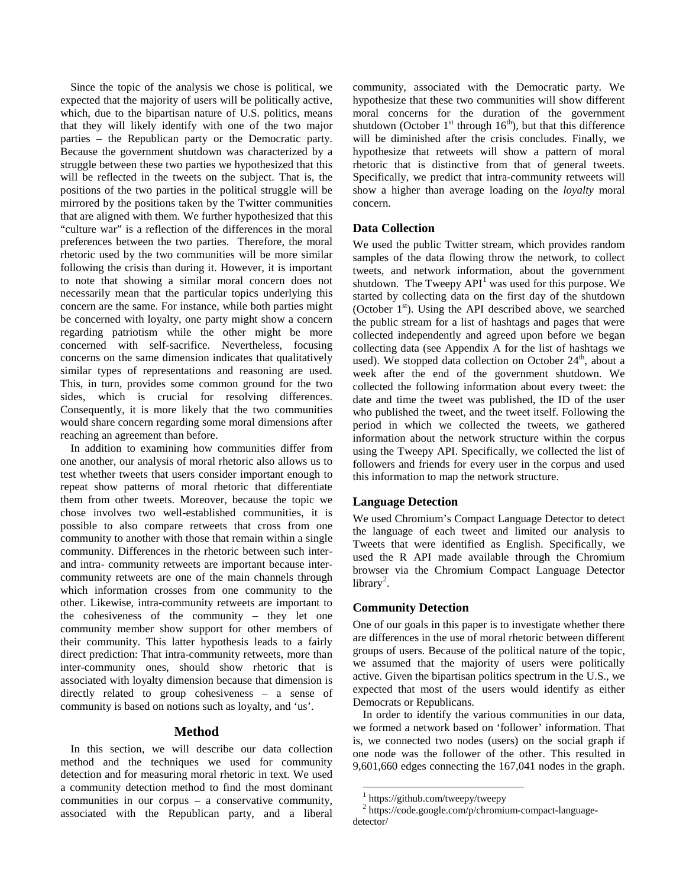Since the topic of the analysis we chose is political, we expected that the majority of users will be politically active, which, due to the bipartisan nature of U.S. politics, means that they will likely identify with one of the two major parties – the Republican party or the Democratic party. Because the government shutdown was characterized by a struggle between these two parties we hypothesized that this will be reflected in the tweets on the subject. That is, the positions of the two parties in the political struggle will be mirrored by the positions taken by the Twitter communities that are aligned with them. We further hypothesized that this "culture war" is a reflection of the differences in the moral preferences between the two parties. Therefore, the moral rhetoric used by the two communities will be more similar following the crisis than during it. However, it is important to note that showing a similar moral concern does not necessarily mean that the particular topics underlying this concern are the same. For instance, while both parties might be concerned with loyalty, one party might show a concern regarding patriotism while the other might be more concerned with self-sacrifice. Nevertheless, focusing concerns on the same dimension indicates that qualitatively similar types of representations and reasoning are used. This, in turn, provides some common ground for the two sides, which is crucial for resolving differences. Consequently, it is more likely that the two communities would share concern regarding some moral dimensions after reaching an agreement than before.

In addition to examining how communities differ from one another, our analysis of moral rhetoric also allows us to test whether tweets that users consider important enough to repeat show patterns of moral rhetoric that differentiate them from other tweets. Moreover, because the topic we chose involves two well-established communities, it is possible to also compare retweets that cross from one community to another with those that remain within a single community. Differences in the rhetoric between such inter- and intra- community retweets are important because inter-community retweets are one of the main channels through which information crosses from one community to the other. Likewise, intra-community retweets are important to the cohesiveness of the community – they let one community member show support for other members of their community. This latter hypothesis leads to a fairly direct prediction: That intra-community retweets, more than inter-community ones, should show rhetoric that is associated with loyalty dimension because that dimension is directly related to group cohesiveness – a sense of community is based on notions such as loyalty, and 'us'.

## Method

In this section, we will describe our data collection method and the techniques we used for community detection and for measuring moral rhetoric in text. We used a community detection method to find the most dominant communities in our corpus – a conservative community, associated with the Republican party, and a liberal community, associated with the Democratic party. We hypothesize that these two communities will show different moral concerns for the duration of the government shutdown (October 1st through 16th), but that this difference will be diminished after the crisis concludes. Finally, we hypothesize that retweets will show a pattern of moral rhetoric that is distinctive from that of general tweets. Specifically, we predict that intra-community retweets will show a higher than average loading on the *loyalty* moral concern.

### Data Collection

We used the public Twitter stream, which provides random samples of the data flowing throw the network, to collect tweets, and network information, about the government shutdown. The Tweepy API[1] was used for this purpose. We started by collecting data on the first day of the shutdown (October 1st). Using the API described above, we searched the public stream for a list of hashtags and pages that were collected independently and agreed upon before we began collecting data (see Appendix A for the list of hashtags we used). We stopped data collection on October 24th, about a week after the end of the government shutdown. We collected the following information about every tweet: the date and time the tweet was published, the ID of the user who published the tweet, and the tweet itself. Following the period in which we collected the tweets, we gathered information about the network structure within the corpus using the Tweepy API. Specifically, we collected the list of followers and friends for every user in the corpus and used this information to map the network structure.

### Language Detection

We used Chromium's Compact Language Detector to detect the language of each tweet and limited our analysis to Tweets that were identified as English. Specifically, we used the R API made available through the Chromium browser via the Chromium Compact Language Detector library[2].

### Community Detection

One of our goals in this paper is to investigate whether there are differences in the use of moral rhetoric between different groups of users. Because of the political nature of the topic, we assumed that the majority of users were politically active. Given the bipartisan politics spectrum in the U.S., we expected that most of the users would identify as either Democrats or Republicans.

In order to identify the various communities in our data, we formed a network based on 'follower' information. That is, we connected two nodes (users) on the social graph if one node was the follower of the other. This resulted in 9,601,660 edges connecting the 167,041 nodes in the graph.

[1] https://github.com/tweepy/tweepy

[2] https://code.google.com/p/chromium-compact-language-detector/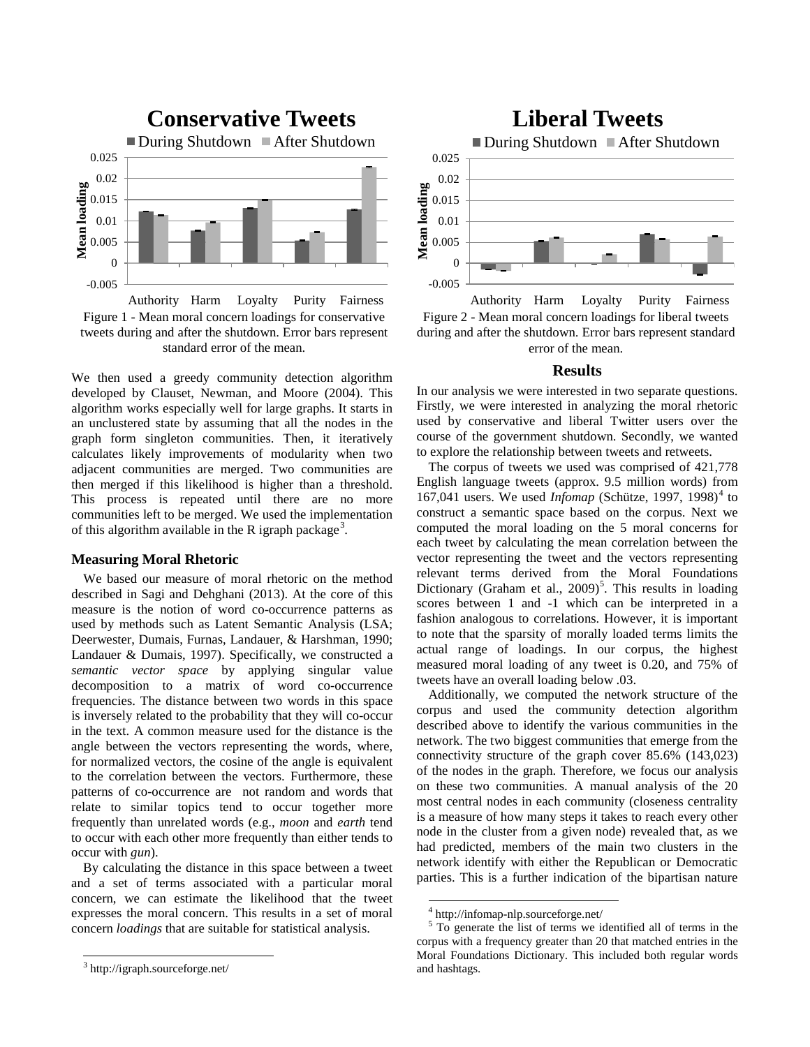Figure 1 - Mean moral concern loadings for conservative tweets during and after the shutdown. Error bars represent standard error of the mean.

Figure 2 - Mean moral concern loadings for liberal tweets during and after the shutdown. Error bars represent standard error of the mean.

We then used a greedy community detection algorithm developed by Clauset, Newman, and Moore (2004). This algorithm works especially well for large graphs. It starts in an unclustered state by assuming that all the nodes in the graph form singleton communities. Then, it iteratively calculates likely improvements of modularity when two adjacent communities are merged. Two communities are then merged if this likelihood is higher than a threshold. This process is repeated until there are no more communities left to be merged. We used the implementation of this algorithm available in the R igraph package[3].

### Measuring Moral Rhetoric

We based our measure of moral rhetoric on the method described in Sagi and Dehghani (2013). At the core of this measure is the notion of word co-occurrence patterns as used by methods such as Latent Semantic Analysis (LSA; Deerwester, Dumais, Furnas, Landauer, & Harshman, 1990; Landauer & Dumais, 1997). Specifically, we constructed a *semantic vector space* by applying singular value decomposition to a matrix of word co-occurrence frequencies. The distance between two words in this space is inversely related to the probability that they will co-occur in the text. A common measure used for the distance is the angle between the vectors representing the words, where, for normalized vectors, the cosine of the angle is equivalent to the correlation between the vectors. Furthermore, these patterns of co-occurrence are not random and words that relate to similar topics tend to occur together more frequently than unrelated words (e.g., *moon* and *earth* tend to occur with each other more frequently than either tends to occur with *gun*).

By calculating the distance in this space between a tweet and a set of terms associated with a particular moral concern, we can estimate the likelihood that the tweet expresses the moral concern. This results in a set of moral concern *loadings* that are suitable for statistical analysis.

## Results

In our analysis we were interested in two separate questions. Firstly, we were interested in analyzing the moral rhetoric used by conservative and liberal Twitter users over the course of the government shutdown. Secondly, we wanted to explore the relationship between tweets and retweets.

The corpus of tweets we used was comprised of 421,778 English language tweets (approx. 9.5 million words) from 167,041 users. We used *Infomap* (Schütze, 1997, 1998)[4] to construct a semantic space based on the corpus. Next we computed the moral loading on the 5 moral concerns for each tweet by calculating the mean correlation between the vector representing the tweet and the vectors representing relevant terms derived from the Moral Foundations Dictionary (Graham et al., 2009)[5]. This results in loading scores between 1 and -1 which can be interpreted in a fashion analogous to correlations. However, it is important to note that the sparsity of morally loaded terms limits the actual range of loadings. In our corpus, the highest measured moral loading of any tweet is 0.20, and 75% of tweets have an overall loading below .03.

Additionally, we computed the network structure of the corpus and used the community detection algorithm described above to identify the various communities in the network. The two biggest communities that emerge from the connectivity structure of the graph cover 85.6% (143,023) of the nodes in the graph. Therefore, we focus our analysis on these two communities. A manual analysis of the 20 most central nodes in each community (closeness centrality is a measure of how many steps it takes to reach every other node in the cluster from a given node) revealed that, as we had predicted, members of the main two clusters in the network identify with either the Republican or Democratic parties. This is a further indication of the bipartisan nature

---

[3] http://igraph.sourceforge.net/

[4] http://infomap-nlp.sourceforge.net/

[5] To generate the list of terms we identified all of terms in the corpus with a frequency greater than 20 that matched entries in the Moral Foundations Dictionary. This included both regular words and hashtags.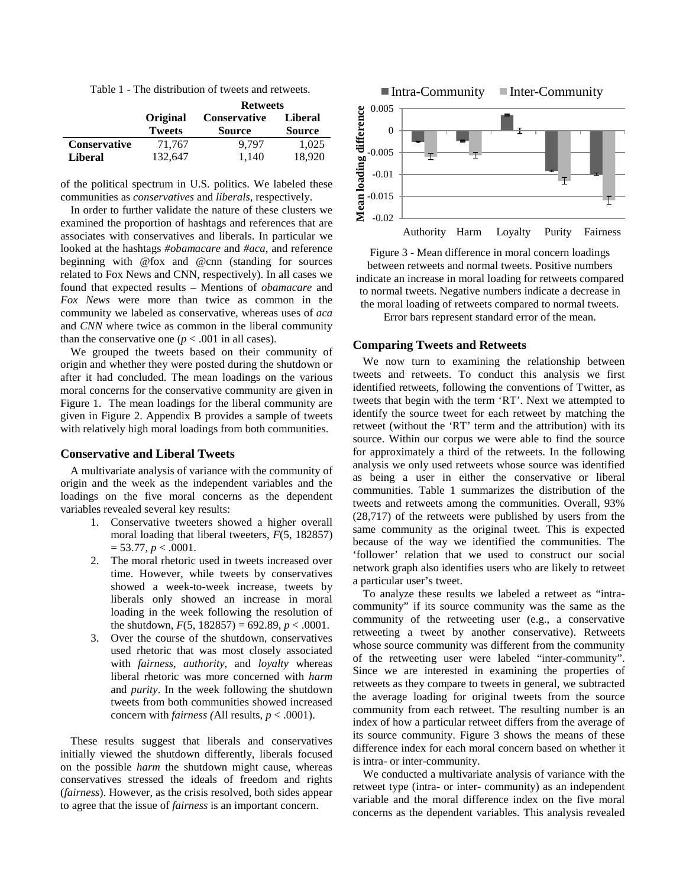Table 1 - The distribution of tweets and retweets.

| | Original Tweets | Retweets Conservative Source | Retweets Liberal Source |
|---|---|---|---|
| **Conservative** | 71,767 | 9,797 | 1,025 |
| **Liberal** | 132,647 | 1,140 | 18,920 |

of the political spectrum in U.S. politics. We labeled these communities as *conservatives* and *liberals*, respectively.

In order to further validate the nature of these clusters we examined the proportion of hashtags and references that are associates with conservatives and liberals. In particular we looked at the hashtags *#obamacare* and *#aca*, and reference beginning with @fox and @cnn (standing for sources related to Fox News and CNN, respectively). In all cases we found that expected results – Mentions of *obamacare* and *Fox News* were more than twice as common in the community we labeled as conservative, whereas uses of *aca* and *CNN* where twice as common in the liberal community than the conservative one ($p < .001$ in all cases).

We grouped the tweets based on their community of origin and whether they were posted during the shutdown or after it had concluded. The mean loadings on the various moral concerns for the conservative community are given in Figure 1. The mean loadings for the liberal community are given in Figure 2. Appendix B provides a sample of tweets with relatively high moral loadings from both communities.

### Conservative and Liberal Tweets

A multivariate analysis of variance with the community of origin and the week as the independent variables and the loadings on the five moral concerns as the dependent variables revealed several key results:

1. Conservative tweeters showed a higher overall moral loading that liberal tweeters, $F(5, 182857) = 53.77$, $p < .0001$.
2. The moral rhetoric used in tweets increased over time. However, while tweets by conservatives showed a week-to-week increase, tweets by liberals only showed an increase in moral loading in the week following the resolution of the shutdown, $F(5, 182857) = 692.89$, $p < .0001$.
3. Over the course of the shutdown, conservatives used rhetoric that was most closely associated with *fairness*, *authority*, and *loyalty* whereas liberal rhetoric was more concerned with *harm* and *purity*. In the week following the shutdown tweets from both communities showed increased concern with *fairness (*All results, $p < .0001$).

These results suggest that liberals and conservatives initially viewed the shutdown differently, liberals focused on the possible *harm* the shutdown might cause, whereas conservatives stressed the ideals of freedom and rights (*fairness*). However, as the crisis resolved, both sides appear to agree that the issue of *fairness* is an important concern.

Figure 3 - Mean difference in moral concern loadings between retweets and normal tweets. Positive numbers indicate an increase in moral loading for retweets compared to normal tweets. Negative numbers indicate a decrease in the moral loading of retweets compared to normal tweets. Error bars represent standard error of the mean.

### Comparing Tweets and Retweets

We now turn to examining the relationship between tweets and retweets. To conduct this analysis we first identified retweets, following the conventions of Twitter, as tweets that begin with the term 'RT'. Next we attempted to identify the source tweet for each retweet by matching the retweet (without the 'RT' term and the attribution) with its source. Within our corpus we were able to find the source for approximately a third of the retweets. In the following analysis we only used retweets whose source was identified as being a user in either the conservative or liberal communities. Table 1 summarizes the distribution of the tweets and retweets among the communities. Overall, 93% (28,717) of the retweets were published by users from the same community as the original tweet. This is expected because of the way we identified the communities. The 'follower' relation that we used to construct our social network graph also identifies users who are likely to retweet a particular user's tweet.

To analyze these results we labeled a retweet as "intra-community" if its source community was the same as the community of the retweeting user (e.g., a conservative retweeting a tweet by another conservative). Retweets whose source community was different from the community of the retweeting user were labeled "inter-community". Since we are interested in examining the properties of retweets as they compare to tweets in general, we subtracted the average loading for original tweets from the source community from each retweet. The resulting number is an index of how a particular retweet differs from the average of its source community. Figure 3 shows the means of these difference index for each moral concern based on whether it is intra- or inter-community.

We conducted a multivariate analysis of variance with the retweet type (intra- or inter- community) as an independent variable and the moral difference index on the five moral concerns as the dependent variables. This analysis revealed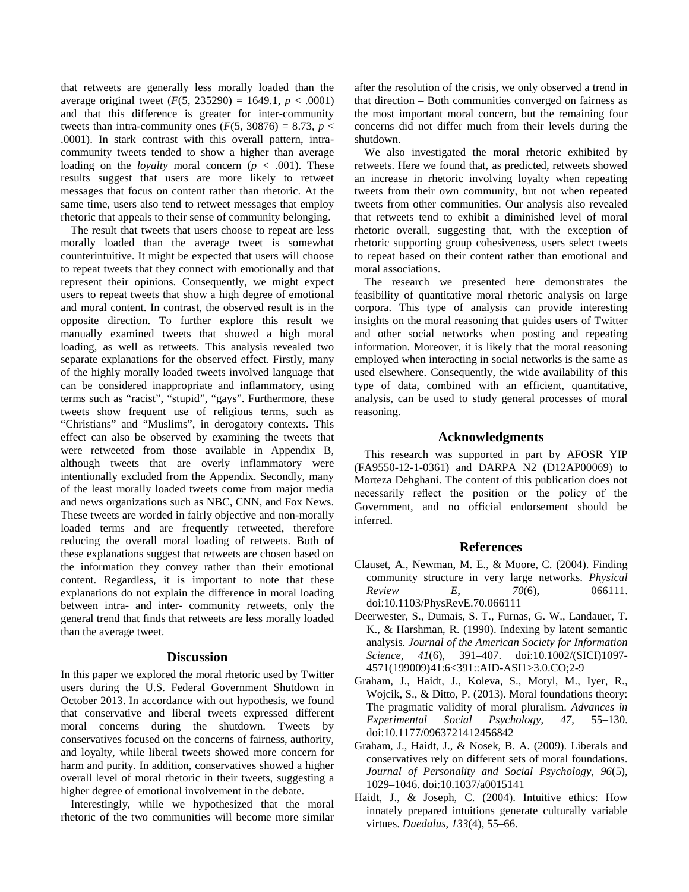that retweets are generally less morally loaded than the average original tweet ($F(5, 235290) = 1649.1$, $p < .0001$) and that this difference is greater for inter-community tweets than intra-community ones ($F(5, 30876) = 8.73$, $p < .0001$). In stark contrast with this overall pattern, intra-community tweets tended to show a higher than average loading on the *loyalty* moral concern ($p < .001$). These results suggest that users are more likely to retweet messages that focus on content rather than rhetoric. At the same time, users also tend to retweet messages that employ rhetoric that appeals to their sense of community belonging.

The result that tweets that users choose to repeat are less morally loaded than the average tweet is somewhat counterintuitive. It might be expected that users will choose to repeat tweets that they connect with emotionally and that represent their opinions. Consequently, we might expect users to repeat tweets that show a high degree of emotional and moral content. In contrast, the observed result is in the opposite direction. To further explore this result we manually examined tweets that showed a high moral loading, as well as retweets. This analysis revealed two separate explanations for the observed effect. Firstly, many of the highly morally loaded tweets involved language that can be considered inappropriate and inflammatory, using terms such as "racist", "stupid", "gays". Furthermore, these tweets show frequent use of religious terms, such as "Christians" and "Muslims", in derogatory contexts. This effect can also be observed by examining the tweets that were retweeted from those available in Appendix B, although tweets that are overly inflammatory were intentionally excluded from the Appendix. Secondly, many of the least morally loaded tweets come from major media and news organizations such as NBC, CNN, and Fox News. These tweets are worded in fairly objective and non-morally loaded terms and are frequently retweeted, therefore reducing the overall moral loading of retweets. Both of these explanations suggest that retweets are chosen based on the information they convey rather than their emotional content. Regardless, it is important to note that these explanations do not explain the difference in moral loading between intra- and inter- community retweets, only the general trend that finds that retweets are less morally loaded than the average tweet.

## Discussion

In this paper we explored the moral rhetoric used by Twitter users during the U.S. Federal Government Shutdown in October 2013. In accordance with out hypothesis, we found that conservative and liberal tweets expressed different moral concerns during the shutdown. Tweets by conservatives focused on the concerns of fairness, authority, and loyalty, while liberal tweets showed more concern for harm and purity. In addition, conservatives showed a higher overall level of moral rhetoric in their tweets, suggesting a higher degree of emotional involvement in the debate.

Interestingly, while we hypothesized that the moral rhetoric of the two communities will become more similar after the resolution of the crisis, we only observed a trend in that direction – Both communities converged on fairness as the most important moral concern, but the remaining four concerns did not differ much from their levels during the shutdown.

We also investigated the moral rhetoric exhibited by retweets. Here we found that, as predicted, retweets showed an increase in rhetoric involving loyalty when repeating tweets from their own community, but not when repeated tweets from other communities. Our analysis also revealed that retweets tend to exhibit a diminished level of moral rhetoric overall, suggesting that, with the exception of rhetoric supporting group cohesiveness, users select tweets to repeat based on their content rather than emotional and moral associations.

The research we presented here demonstrates the feasibility of quantitative moral rhetoric analysis on large corpora. This type of analysis can provide interesting insights on the moral reasoning that guides users of Twitter and other social networks when posting and repeating information. Moreover, it is likely that the moral reasoning employed when interacting in social networks is the same as used elsewhere. Consequently, the wide availability of this type of data, combined with an efficient, quantitative, analysis, can be used to study general processes of moral reasoning.

## Acknowledgments

This research was supported in part by AFOSR YIP (FA9550-12-1-0361) and DARPA N2 (D12AP00069) to Morteza Dehghani. The content of this publication does not necessarily reflect the position or the policy of the Government, and no official endorsement should be inferred.

## References

Clauset, A., Newman, M. E., & Moore, C. (2004). Finding community structure in very large networks. *Physical Review E*, *70*(6), 066111. doi:10.1103/PhysRevE.70.066111

Deerwester, S., Dumais, S. T., Furnas, G. W., Landauer, T. K., & Harshman, R. (1990). Indexing by latent semantic analysis. *Journal of the American Society for Information Science*, *41*(6), 391–407. doi:10.1002/(SICI)1097-4571(199009)41:6<391::AID-ASI1>3.0.CO;2-9

Graham, J., Haidt, J., Koleva, S., Motyl, M., Iyer, R., Wojcik, S., & Ditto, P. (2013). Moral foundations theory: The pragmatic validity of moral pluralism. *Advances in Experimental Social Psychology*, *47*, 55–130. doi:10.1177/0963721412456842

Graham, J., Haidt, J., & Nosek, B. A. (2009). Liberals and conservatives rely on different sets of moral foundations. *Journal of Personality and Social Psychology*, *96*(5), 1029–1046. doi:10.1037/a0015141

Haidt, J., & Joseph, C. (2004). Intuitive ethics: How innately prepared intuitions generate culturally variable virtues. *Daedalus*, *133*(4), 55–66.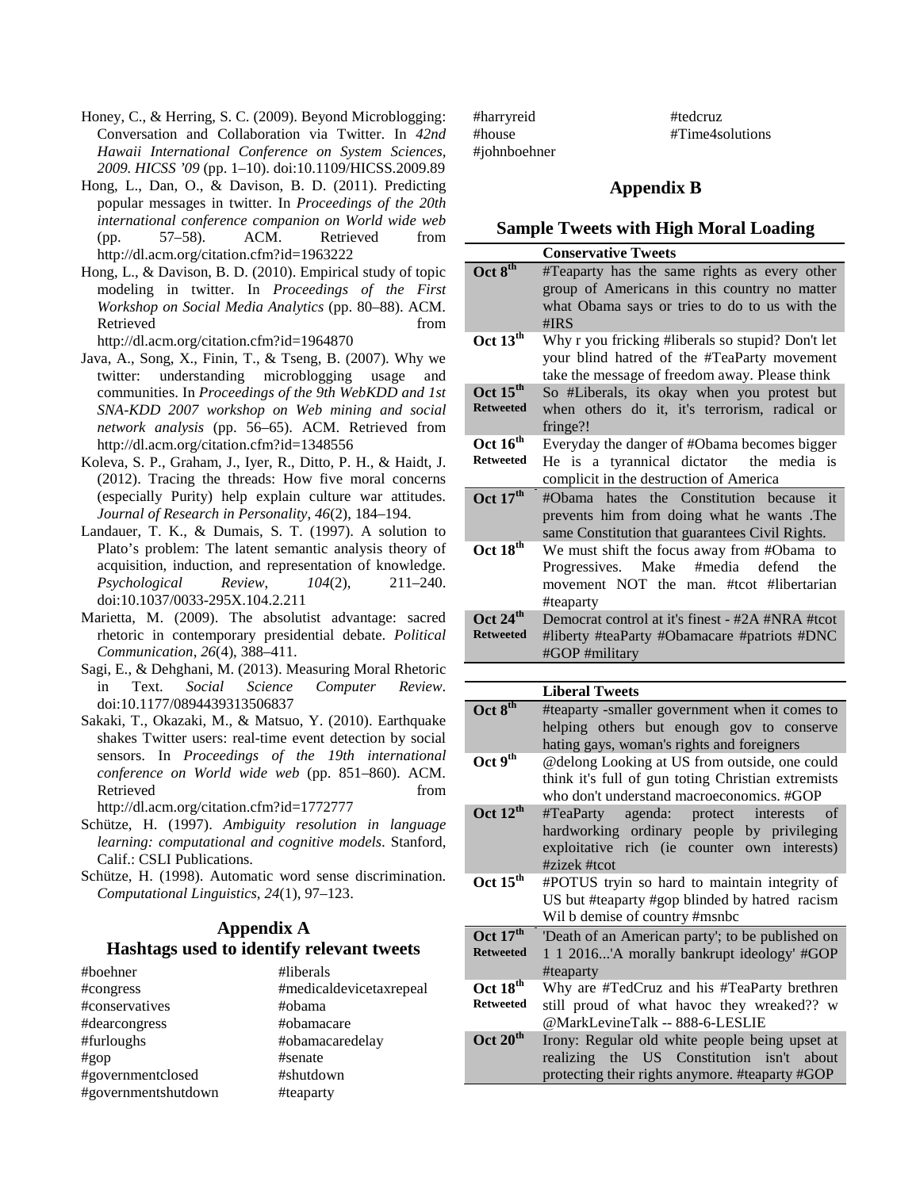Honey, C., & Herring, S. C. (2009). Beyond Microblogging: Conversation and Collaboration via Twitter. In *42nd Hawaii International Conference on System Sciences, 2009. HICSS '09* (pp. 1–10). doi:10.1109/HICSS.2009.89

Hong, L., Dan, O., & Davison, B. D. (2011). Predicting popular messages in twitter. In *Proceedings of the 20th international conference companion on World wide web* (pp. 57–58). ACM. Retrieved from http://dl.acm.org/citation.cfm?id=1963222

Hong, L., & Davison, B. D. (2010). Empirical study of topic modeling in twitter. In *Proceedings of the First Workshop on Social Media Analytics* (pp. 80–88). ACM. Retrieved from http://dl.acm.org/citation.cfm?id=1964870

Java, A., Song, X., Finin, T., & Tseng, B. (2007). Why we twitter: understanding microblogging usage and communities. In *Proceedings of the 9th WebKDD and 1st SNA-KDD 2007 workshop on Web mining and social network analysis* (pp. 56–65). ACM. Retrieved from http://dl.acm.org/citation.cfm?id=1348556

Koleva, S. P., Graham, J., Iyer, R., Ditto, P. H., & Haidt, J. (2012). Tracing the threads: How five moral concerns (especially Purity) help explain culture war attitudes. *Journal of Research in Personality*, *46*(2), 184–194.

Landauer, T. K., & Dumais, S. T. (1997). A solution to Plato's problem: The latent semantic analysis theory of acquisition, induction, and representation of knowledge. *Psychological Review*, *104*(2), 211–240. doi:10.1037/0033-295X.104.2.211

Marietta, M. (2009). The absolutist advantage: sacred rhetoric in contemporary presidential debate. *Political Communication*, *26*(4), 388–411.

Sagi, E., & Dehghani, M. (2013). Measuring Moral Rhetoric in Text. *Social Science Computer Review*. doi:10.1177/0894439313506837

Sakaki, T., Okazaki, M., & Matsuo, Y. (2010). Earthquake shakes Twitter users: real-time event detection by social sensors. In *Proceedings of the 19th international conference on World wide web* (pp. 851–860). ACM. Retrieved from http://dl.acm.org/citation.cfm?id=1772777

Schütze, H. (1997). *Ambiguity resolution in language learning: computational and cognitive models*. Stanford, Calif.: CSLI Publications.

Schütze, H. (1998). Automatic word sense discrimination. *Computational Linguistics*, *24*(1), 97–123.

## Appendix A
## Hashtags used to identify relevant tweets

#boehner
#congress
#conservatives
#dearcongress
#furloughs
#gop
#governmentclosed
#governmentshutdown
#harryreid
#house
#johnboehner
#liberals
#medicaldevicetaxrepeal
#obama
#obamacare
#obamacaredelay
#senate
#shutdown
#teaparty
#tedcruz
#Time4solutions

## Appendix B
## Sample Tweets with High Moral Loading

| | Conservative Tweets |
|---|---|
| Oct 8th | #Teaparty has the same rights as every other group of Americans in this country no matter what Obama says or tries to do to us with the #IRS |
| Oct 13th | Why r you fricking #liberals so stupid? Don't let your blind hatred of the #TeaParty movement take the message of freedom away. Please think |
| Oct 15th Retweeted | So #Liberals, its okay when you protest but when others do it, it's terrorism, radical or fringe?! |
| Oct 16th Retweeted | Everyday the danger of #Obama becomes bigger He is a tyrannical dictator the media is complicit in the destruction of America |
| Oct 17th | #Obama hates the Constitution because it prevents him from doing what he wants .The same Constitution that guarantees Civil Rights. |
| Oct 18th | We must shift the focus away from #Obama to Progressives. Make #media defend the movement NOT the man. #tcot #libertarian #teaparty |
| Oct 24th Retweeted | Democrat control at it's finest - #2A #NRA #tcot #liberty #teaParty #Obamacare #patriots #DNC #GOP #military |

| | Liberal Tweets |
|---|---|
| Oct 8th | #teaparty -smaller government when it comes to helping others but enough gov to conserve hating gays, woman's rights and foreigners |
| Oct 9th | @delong Looking at US from outside, one could think it's full of gun toting Christian extremists who don't understand macroeconomics. #GOP |
| Oct 12th | #TeaParty agenda: protect interests of hardworking ordinary people by privileging exploitative rich (ie counter own interests) #zizek #tcot |
| Oct 15th | #POTUS tryin so hard to maintain integrity of US but #teaparty #gop blinded by hatred racism Wil b demise of country #msnbc |
| Oct 17th Retweeted | 'Death of an American party'; to be published on 1 1 2016...'A morally bankrupt ideology' #GOP #teaparty |
| Oct 18th Retweeted | Why are #TedCruz and his #TeaParty brethren still proud of what havoc they wreaked?? w @MarkLevineTalk -- 888-6-LESLIE |
| Oct 20th | Irony: Regular old white people being upset at realizing the US Constitution isn't about protecting their rights anymore. #teaparty #GOP |